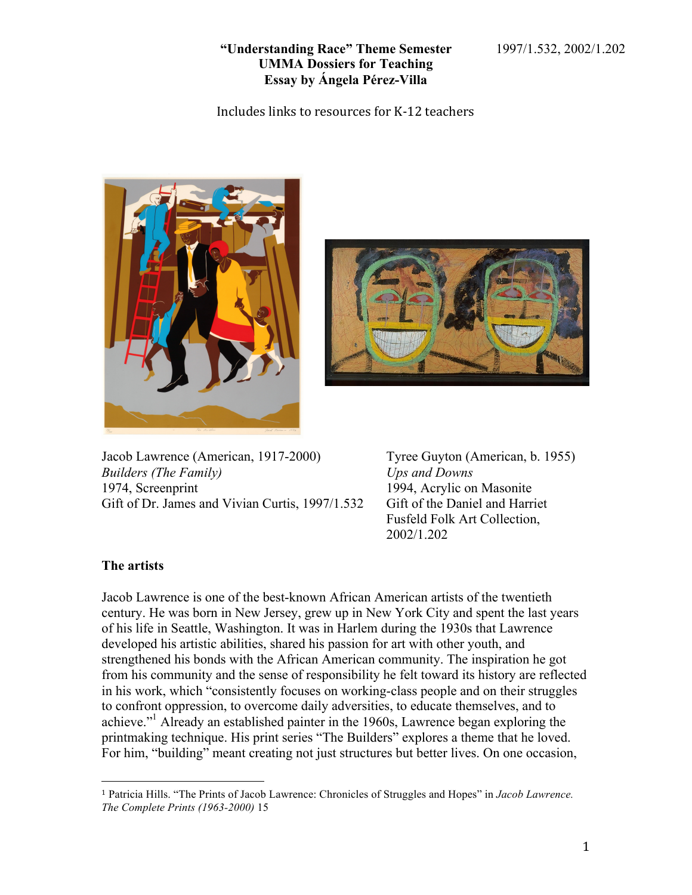# "Understanding Race" Theme Semester
## UMMA Dossiers for Teaching
### Essay by Ángela Pérez-Villa

1997/1.532, 2002/1.202

Includes links to resources for K-12 teachers

Jacob Lawrence (American, 1917-2000)
*Builders (The Family)*
1974, Screenprint
Gift of Dr. James and Vivian Curtis, 1997/1.532

Tyree Guyton (American, b. 1955)
*Ups and Downs*
1994, Acrylic on Masonite
Gift of the Daniel and Harriet Fusfeld Folk Art Collection, 2002/1.202

**The artists**

Jacob Lawrence is one of the best-known African American artists of the twentieth century. He was born in New Jersey, grew up in New York City and spent the last years of his life in Seattle, Washington. It was in Harlem during the 1930s that Lawrence developed his artistic abilities, shared his passion for art with other youth, and strengthened his bonds with the African American community. The inspiration he got from his community and the sense of responsibility he felt toward its history are reflected in his work, which "consistently focuses on working-class people and on their struggles to confront oppression, to overcome daily adversities, to educate themselves, and to achieve."[1] Already an established painter in the 1960s, Lawrence began exploring the printmaking technique. His print series "The Builders" explores a theme that he loved. For him, "building" meant creating not just structures but better lives. On one occasion,

---

[1] Patricia Hills. "The Prints of Jacob Lawrence: Chronicles of Struggles and Hopes" in *Jacob Lawrence. The Complete Prints (1963-2000)* 15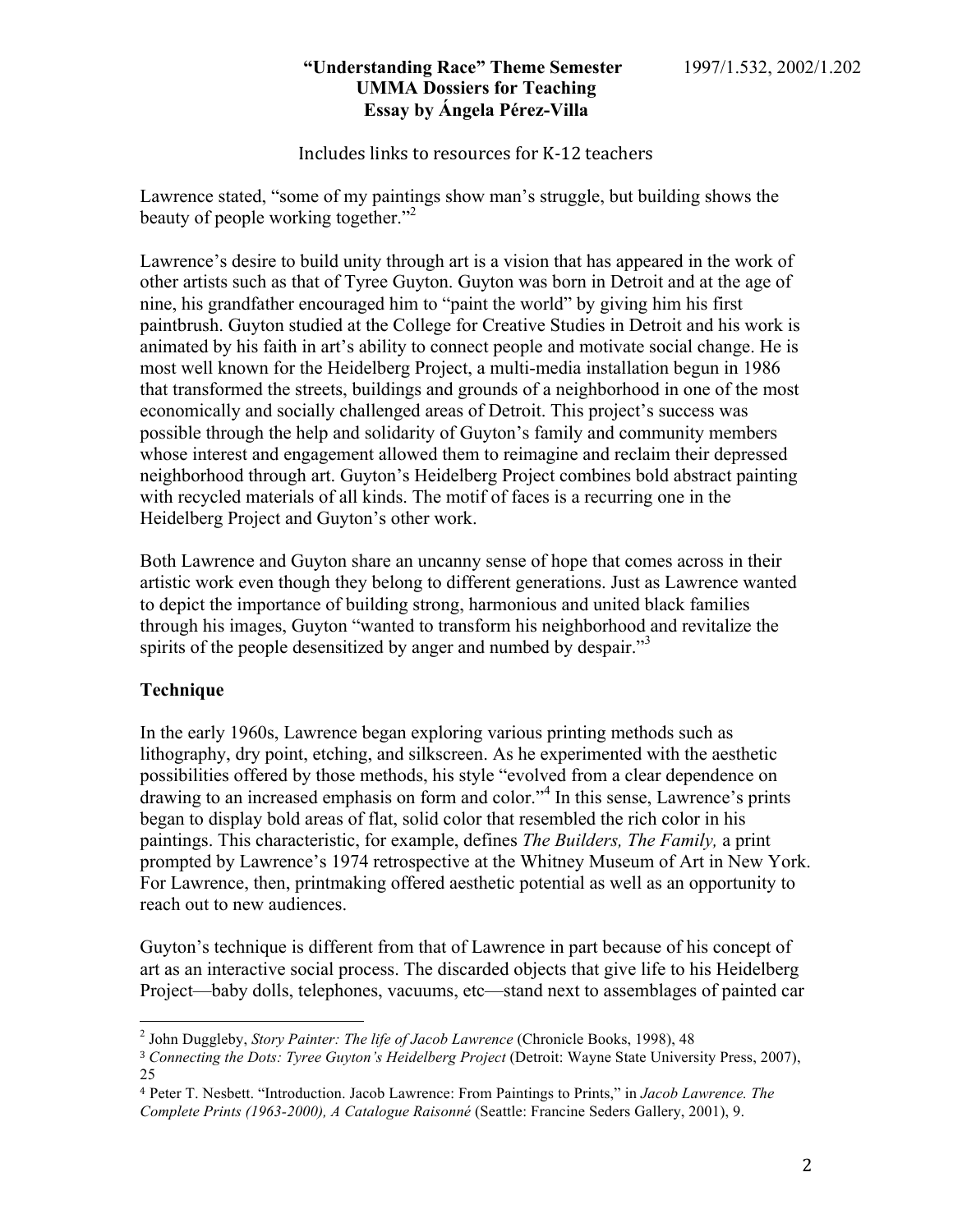Lawrence stated, "some of my paintings show man's struggle, but building shows the beauty of people working together."[2]

Lawrence's desire to build unity through art is a vision that has appeared in the work of other artists such as that of Tyree Guyton. Guyton was born in Detroit and at the age of nine, his grandfather encouraged him to "paint the world" by giving him his first paintbrush. Guyton studied at the College for Creative Studies in Detroit and his work is animated by his faith in art's ability to connect people and motivate social change. He is most well known for the Heidelberg Project, a multi-media installation begun in 1986 that transformed the streets, buildings and grounds of a neighborhood in one of the most economically and socially challenged areas of Detroit. This project's success was possible through the help and solidarity of Guyton's family and community members whose interest and engagement allowed them to reimagine and reclaim their depressed neighborhood through art. Guyton's Heidelberg Project combines bold abstract painting with recycled materials of all kinds. The motif of faces is a recurring one in the Heidelberg Project and Guyton's other work.

Both Lawrence and Guyton share an uncanny sense of hope that comes across in their artistic work even though they belong to different generations. Just as Lawrence wanted to depict the importance of building strong, harmonious and united black families through his images, Guyton "wanted to transform his neighborhood and revitalize the spirits of the people desensitized by anger and numbed by despair."[3]

## Technique

In the early 1960s, Lawrence began exploring various printing methods such as lithography, dry point, etching, and silkscreen. As he experimented with the aesthetic possibilities offered by those methods, his style "evolved from a clear dependence on drawing to an increased emphasis on form and color."[4] In this sense, Lawrence's prints began to display bold areas of flat, solid color that resembled the rich color in his paintings. This characteristic, for example, defines *The Builders, The Family,* a print prompted by Lawrence's 1974 retrospective at the Whitney Museum of Art in New York. For Lawrence, then, printmaking offered aesthetic potential as well as an opportunity to reach out to new audiences.

Guyton's technique is different from that of Lawrence in part because of his concept of art as an interactive social process. The discarded objects that give life to his Heidelberg Project—baby dolls, telephones, vacuums, etc—stand next to assemblages of painted car

---

[2] John Duggleby, *Story Painter: The life of Jacob Lawrence* (Chronicle Books, 1998), 48

[3] *Connecting the Dots: Tyree Guyton's Heidelberg Project* (Detroit: Wayne State University Press, 2007), 25

[4] Peter T. Nesbett. "Introduction. Jacob Lawrence: From Paintings to Prints," in *Jacob Lawrence. The Complete Prints (1963-2000), A Catalogue Raisonné* (Seattle: Francine Seders Gallery, 2001), 9.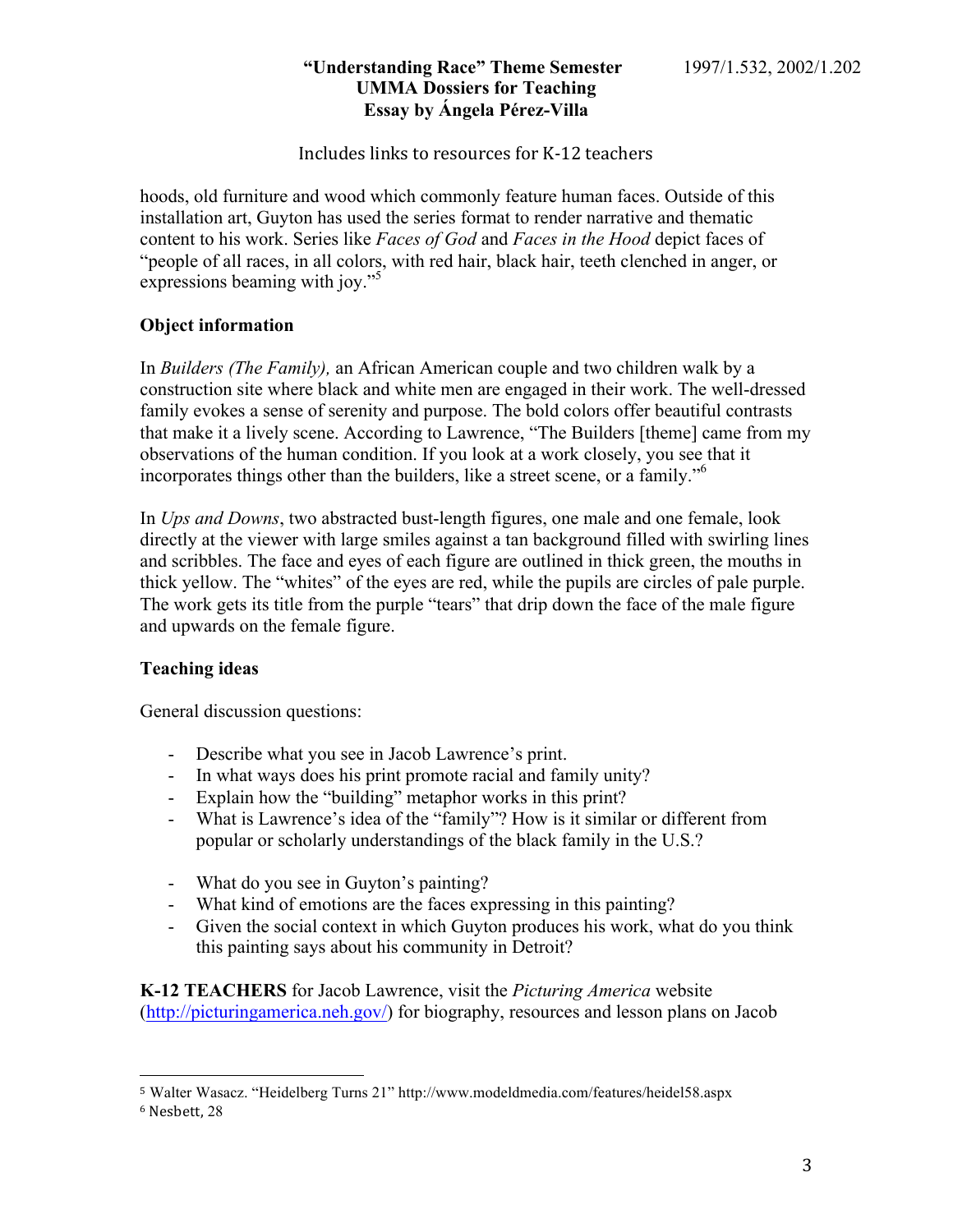hoods, old furniture and wood which commonly feature human faces. Outside of this installation art, Guyton has used the series format to render narrative and thematic content to his work. Series like *Faces of God* and *Faces in the Hood* depict faces of "people of all races, in all colors, with red hair, black hair, teeth clenched in anger, or expressions beaming with joy."[5]

**Object information**

In *Builders (The Family),* an African American couple and two children walk by a construction site where black and white men are engaged in their work. The well-dressed family evokes a sense of serenity and purpose. The bold colors offer beautiful contrasts that make it a lively scene. According to Lawrence, "The Builders [theme] came from my observations of the human condition. If you look at a work closely, you see that it incorporates things other than the builders, like a street scene, or a family."[6]

In *Ups and Downs*, two abstracted bust-length figures, one male and one female, look directly at the viewer with large smiles against a tan background filled with swirling lines and scribbles. The face and eyes of each figure are outlined in thick green, the mouths in thick yellow. The "whites" of the eyes are red, while the pupils are circles of pale purple. The work gets its title from the purple "tears" that drip down the face of the male figure and upwards on the female figure.

**Teaching ideas**

General discussion questions:

- Describe what you see in Jacob Lawrence's print.
- In what ways does his print promote racial and family unity?
- Explain how the "building" metaphor works in this print?
- What is Lawrence's idea of the "family"? How is it similar or different from popular or scholarly understandings of the black family in the U.S.?

- What do you see in Guyton's painting?
- What kind of emotions are the faces expressing in this painting?
- Given the social context in which Guyton produces his work, what do you think this painting says about his community in Detroit?

**K-12 TEACHERS** for Jacob Lawrence, visit the *Picturing America* website (http://picturingamerica.neh.gov/) for biography, resources and lesson plans on Jacob

---

[5] Walter Wasacz. "Heidelberg Turns 21" http://www.modeldmedia.com/features/heidel58.aspx

[6] Nesbett, 28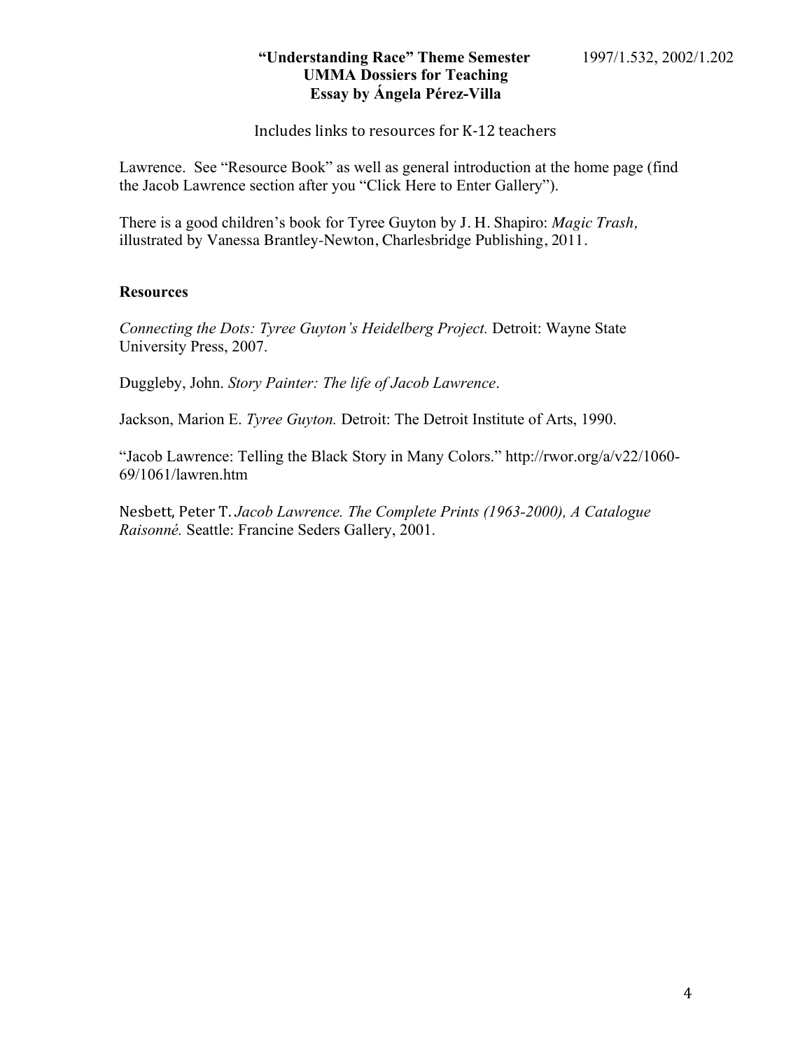Lawrence. See "Resource Book" as well as general introduction at the home page (find the Jacob Lawrence section after you "Click Here to Enter Gallery").

There is a good children's book for Tyree Guyton by J. H. Shapiro: *Magic Trash*, illustrated by Vanessa Brantley-Newton, Charlesbridge Publishing, 2011.

**Resources**

*Connecting the Dots: Tyree Guyton's Heidelberg Project.* Detroit: Wayne State University Press, 2007.

Duggleby, John. *Story Painter: The life of Jacob Lawrence*.

Jackson, Marion E. *Tyree Guyton.* Detroit: The Detroit Institute of Arts, 1990.

"Jacob Lawrence: Telling the Black Story in Many Colors." http://rwor.org/a/v22/1060-69/1061/lawren.htm

Nesbett, Peter T. *Jacob Lawrence. The Complete Prints (1963-2000), A Catalogue Raisonné.* Seattle: Francine Seders Gallery, 2001.